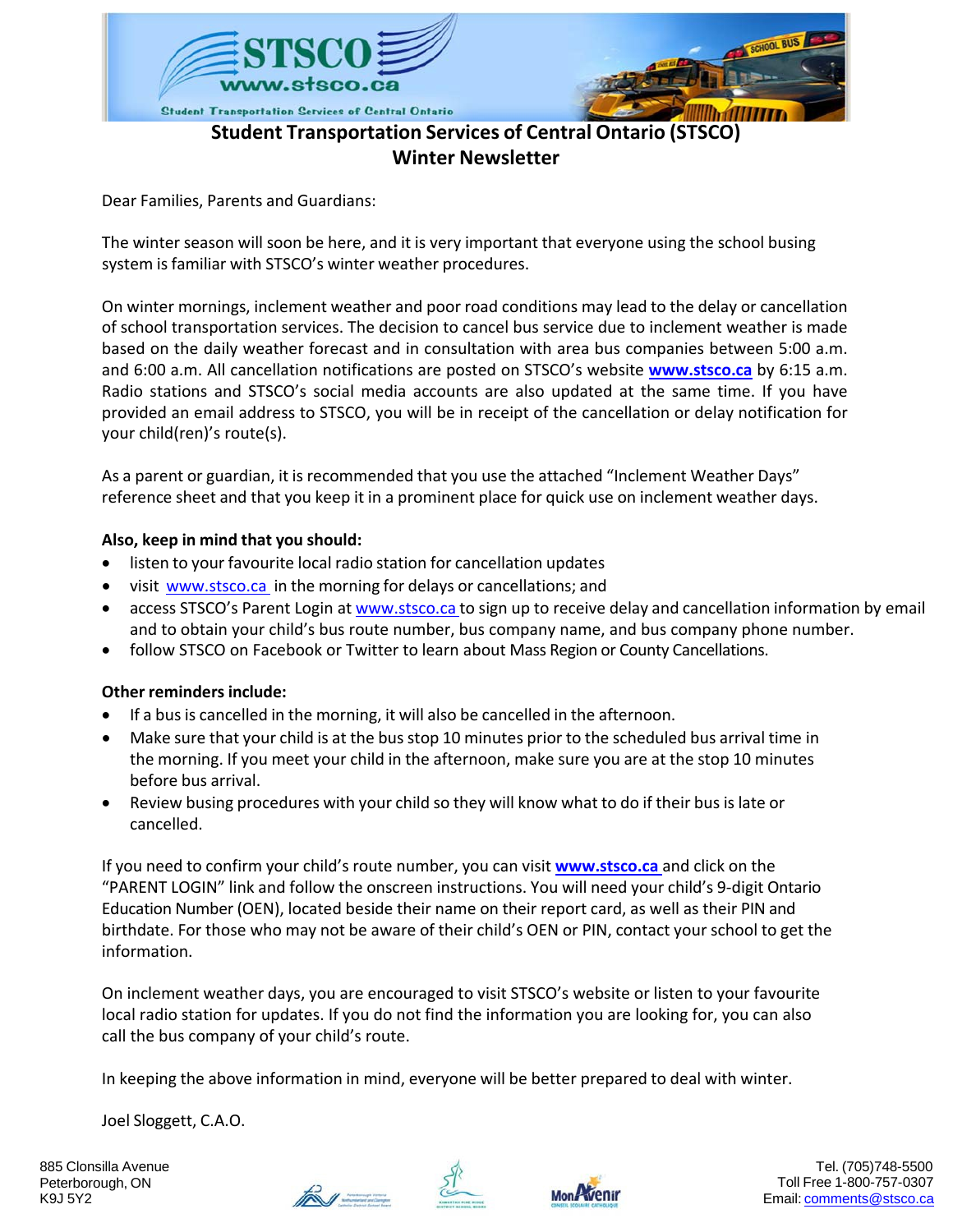# Student Transportation Services of Central Ontario (STSCO)
## Winter Newsletter

Dear Families, Parents and Guardians:

The winter season will soon be here, and it is very important that everyone using the school busing system is familiar with STSCO's winter weather procedures.

On winter mornings, inclement weather and poor road conditions may lead to the delay or cancellation of school transportation services. The decision to cancel bus service due to inclement weather is made based on the daily weather forecast and in consultation with area bus companies between 5:00 a.m. and 6:00 a.m. All cancellation notifications are posted on STSCO's website **www.stsco.ca** by 6:15 a.m. Radio stations and STSCO's social media accounts are also updated at the same time. If you have provided an email address to STSCO, you will be in receipt of the cancellation or delay notification for your child(ren)'s route(s).

As a parent or guardian, it is recommended that you use the attached "Inclement Weather Days" reference sheet and that you keep it in a prominent place for quick use on inclement weather days.

**Also, keep in mind that you should:**

- listen to your favourite local radio station for cancellation updates
- visit www.stsco.ca in the morning for delays or cancellations; and
- access STSCO's Parent Login at www.stsco.ca to sign up to receive delay and cancellation information by email and to obtain your child's bus route number, bus company name, and bus company phone number.
- follow STSCO on Facebook or Twitter to learn about Mass Region or County Cancellations.

**Other reminders include:**

- If a bus is cancelled in the morning, it will also be cancelled in the afternoon.
- Make sure that your child is at the bus stop 10 minutes prior to the scheduled bus arrival time in the morning. If you meet your child in the afternoon, make sure you are at the stop 10 minutes before bus arrival.
- Review busing procedures with your child so they will know what to do if their bus is late or cancelled.

If you need to confirm your child's route number, you can visit **www.stsco.ca** and click on the "PARENT LOGIN" link and follow the onscreen instructions. You will need your child's 9-digit Ontario Education Number (OEN), located beside their name on their report card, as well as their PIN and birthdate. For those who may not be aware of their child's OEN or PIN, contact your school to get the information.

On inclement weather days, you are encouraged to visit STSCO's website or listen to your favourite local radio station for updates. If you do not find the information you are looking for, you can also call the bus company of your child's route.

In keeping the above information in mind, everyone will be better prepared to deal with winter.

Joel Sloggett, C.A.O.

885 Clonsilla Avenue
Peterborough, ON
K9J 5Y2

Tel. (705)748-5500
Toll Free 1-800-757-0307
Email: comments@stsco.ca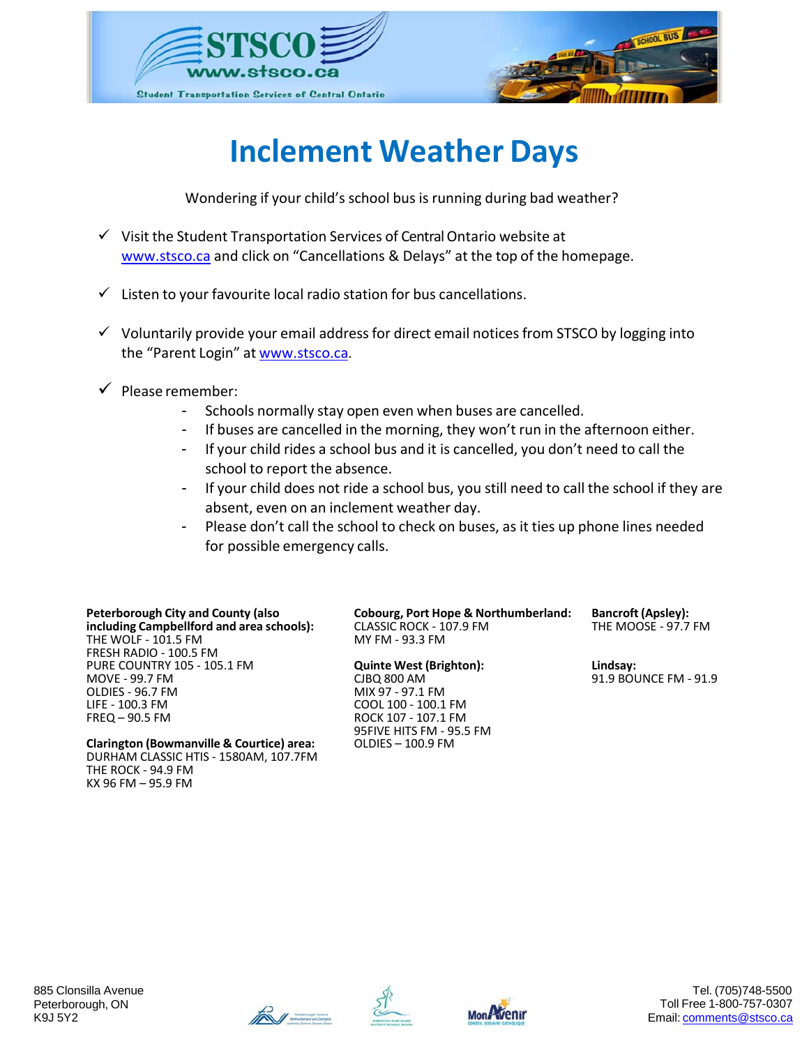# Inclement Weather Days

Wondering if your child's school bus is running during bad weather?

- ✓ Visit the Student Transportation Services of Central Ontario website at www.stsco.ca and click on "Cancellations & Delays" at the top of the homepage.
- ✓ Listen to your favourite local radio station for bus cancellations.
- ✓ Voluntarily provide your email address for direct email notices from STSCO by logging into the "Parent Login" at www.stsco.ca.
- ✓ Please remember:
  - Schools normally stay open even when buses are cancelled.
  - If buses are cancelled in the morning, they won't run in the afternoon either.
  - If your child rides a school bus and it is cancelled, you don't need to call the school to report the absence.
  - If your child does not ride a school bus, you still need to call the school if they are absent, even on an inclement weather day.
  - Please don't call the school to check on buses, as it ties up phone lines needed for possible emergency calls.

**Peterborough City and County (also including Campbellford and area schools):**
THE WOLF - 101.5 FM
FRESH RADIO - 100.5 FM
PURE COUNTRY 105 - 105.1 FM
MOVE - 99.7 FM
OLDIES - 96.7 FM
LIFE - 100.3 FM
FREQ – 90.5 FM

**Clarington (Bowmanville & Courtice) area:**
DURHAM CLASSIC HTIS - 1580AM, 107.7FM
THE ROCK - 94.9 FM
KX 96 FM – 95.9 FM

**Cobourg, Port Hope & Northumberland:**
CLASSIC ROCK - 107.9 FM
MY FM - 93.3 FM

**Quinte West (Brighton):**
CJBQ 800 AM
MIX 97 - 97.1 FM
COOL 100 - 100.1 FM
ROCK 107 - 107.1 FM
95FIVE HITS FM - 95.5 FM
OLDIES – 100.9 FM

**Bancroft (Apsley):**
THE MOOSE - 97.7 FM

**Lindsay:**
91.9 BOUNCE FM - 91.9

885 Clonsilla Avenue
Peterborough, ON
K9J 5Y2

Tel. (705)748-5500
Toll Free 1-800-757-0307
Email: comments@stsco.ca